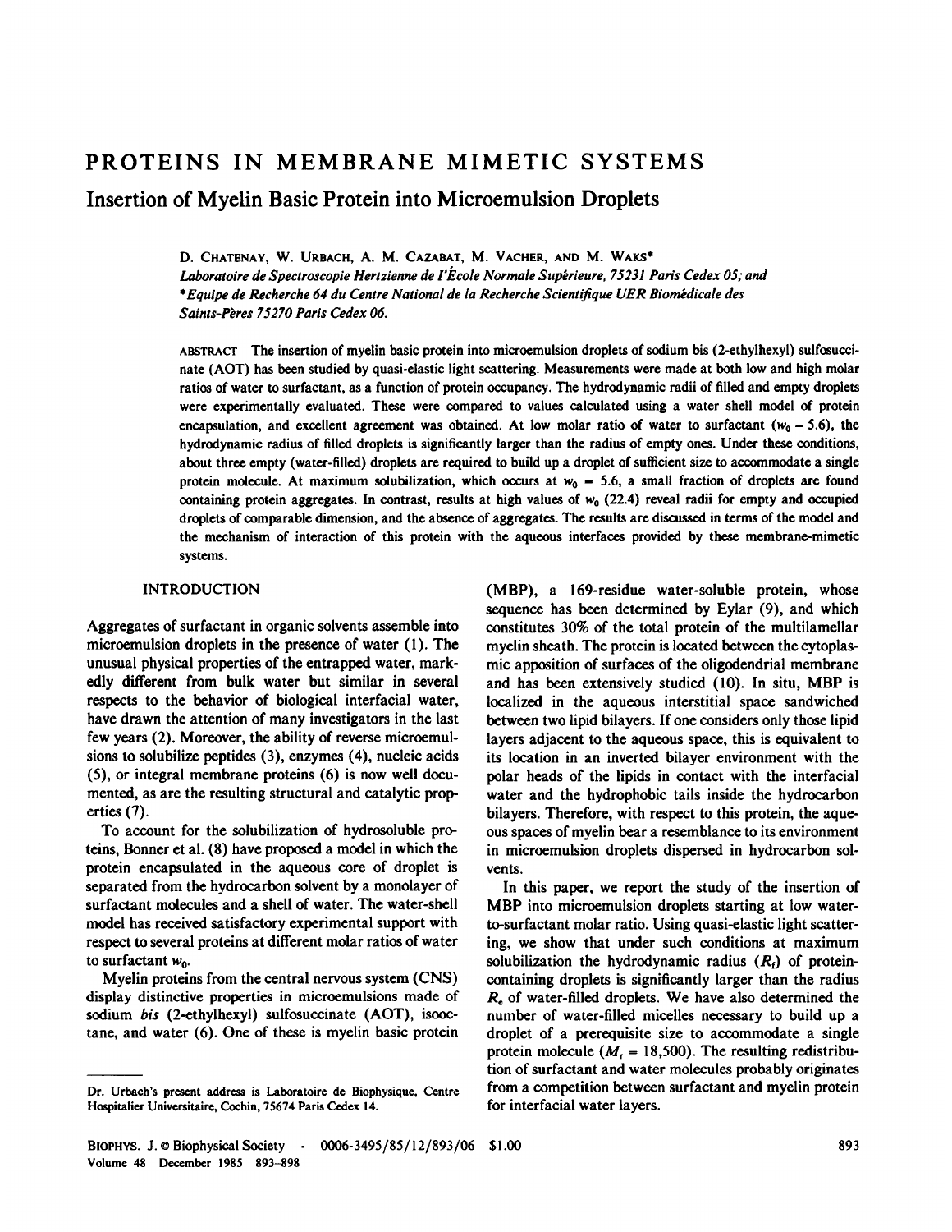# PROTEINS IN MEMBRANE MIMETIC SYSTEMS

## Insertion of Myelin Basic Protein into Microemulsion Droplets

D. CHATENAY, W. URBACH, A. M. CAZABAT, M. VACHER, AND M. WAKS*

*Laboratoire de Spectroscopie Hertzienne de l'École Normale Supérieure, 75231 Paris Cedex 05; and*
*\*Equipe de Recherche 64 du Centre National de la Recherche Scientifique UER Biomédicale des Saints-Pères 75270 Paris Cedex 06.*

ABSTRACT The insertion of myelin basic protein into microemulsion droplets of sodium bis (2-ethylhexyl) sulfosuccinate (AOT) has been studied by quasi-elastic light scattering. Measurements were made at both low and high molar ratios of water to surfactant, as a function of protein occupancy. The hydrodynamic radii of filled and empty droplets were experimentally evaluated. These were compared to values calculated using a water shell model of protein encapsulation, and excellent agreement was obtained. At low molar ratio of water to surfactant ($w_0 = 5.6$), the hydrodynamic radius of filled droplets is significantly larger than the radius of empty ones. Under these conditions, about three empty (water-filled) droplets are required to build up a droplet of sufficient size to accommodate a single protein molecule. At maximum solubilization, which occurs at $w_0 = 5.6$, a small fraction of droplets are found containing protein aggregates. In contrast, results at high values of $w_0$ (22.4) reveal radii for empty and occupied droplets of comparable dimension, and the absence of aggregates. The results are discussed in terms of the model and the mechanism of interaction of this protein with the aqueous interfaces provided by these membrane-mimetic systems.

## INTRODUCTION

Aggregates of surfactant in organic solvents assemble into microemulsion droplets in the presence of water (1). The unusual physical properties of the entrapped water, markedly different from bulk water but similar in several respects to the behavior of biological interfacial water, have drawn the attention of many investigators in the last few years (2). Moreover, the ability of reverse microemulsions to solubilize peptides (3), enzymes (4), nucleic acids (5), or integral membrane proteins (6) is now well documented, as are the resulting structural and catalytic properties (7).

To account for the solubilization of hydrosoluble proteins, Bonner et al. (8) have proposed a model in which the protein encapsulated in the aqueous core of droplet is separated from the hydrocarbon solvent by a monolayer of surfactant molecules and a shell of water. The water-shell model has received satisfactory experimental support with respect to several proteins at different molar ratios of water to surfactant $w_0$.

Myelin proteins from the central nervous system (CNS) display distinctive properties in microemulsions made of sodium *bis* (2-ethylhexyl) sulfosuccinate (AOT), isooctane, and water (6). One of these is myelin basic protein (MBP), a 169-residue water-soluble protein, whose sequence has been determined by Eylar (9), and which constitutes 30% of the total protein of the multilamellar myelin sheath. The protein is located between the cytoplasmic apposition of surfaces of the oligodendrial membrane and has been extensively studied (10). In situ, MBP is localized in the aqueous interstitial space sandwiched between two lipid bilayers. If one considers only those lipid layers adjacent to the aqueous space, this is equivalent to its location in an inverted bilayer environment with the polar heads of the lipids in contact with the interfacial water and the hydrophobic tails inside the hydrocarbon bilayers. Therefore, with respect to this protein, the aqueous spaces of myelin bear a resemblance to its environment in microemulsion droplets dispersed in hydrocarbon solvents.

In this paper, we report the study of the insertion of MBP into microemulsion droplets starting at low water-to-surfactant molar ratio. Using quasi-elastic light scattering, we show that under such conditions at maximum solubilization the hydrodynamic radius ($R_f$) of protein-containing droplets is significantly larger than the radius $R_e$ of water-filled droplets. We have also determined the number of water-filled micelles necessary to build up a droplet of a prerequisite size to accommodate a single protein molecule ($M_r = 18{,}500$). The resulting redistribution of surfactant and water molecules probably originates from a competition between surfactant and myelin protein for interfacial water layers.

---

Dr. Urbach's present address is Laboratoire de Biophysique, Centre Hospitalier Universitaire, Cochin, 75674 Paris Cedex 14.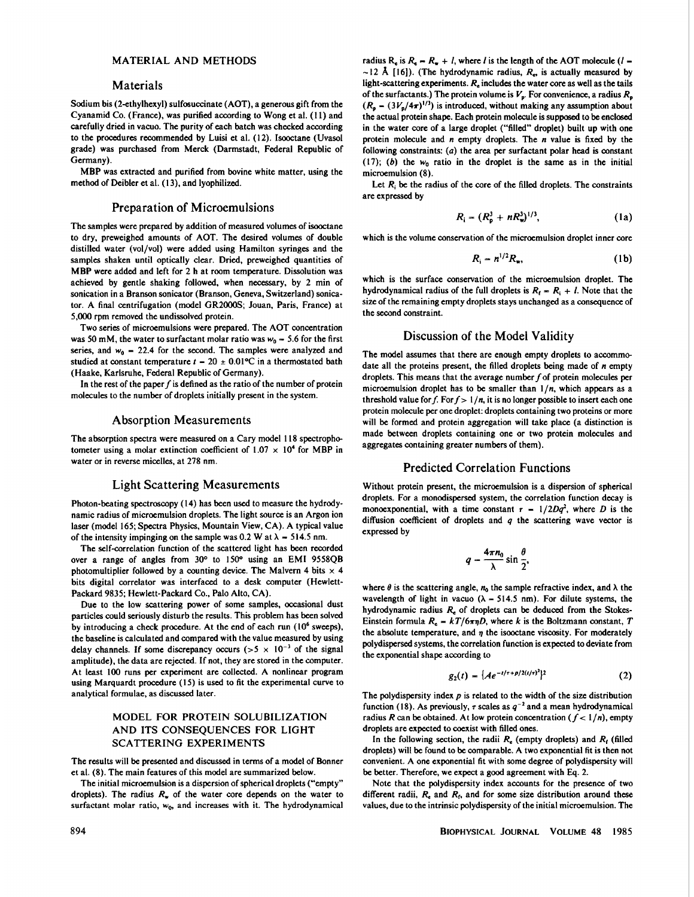## MATERIAL AND METHODS

### Materials

Sodium bis (2-ethylhexyl) sulfosuccinate (AOT), a generous gift from the Cyanamid Co. (France), was purified according to Wong et al. (11) and carefully dried in vacuo. The purity of each batch was checked according to the procedures recommended by Luisi et al. (12). Isooctane (Uvasol grade) was purchased from Merck (Darmstadt, Federal Republic of Germany).

MBP was extracted and purified from bovine white matter, using the method of Deibler et al. (13), and lyophilized.

### Preparation of Microemulsions

The samples were prepared by addition of measured volumes of isooctane to dry, preweighed amounts of AOT. The desired volumes of double distilled water (vol/vol) were added using Hamilton syringes and the samples shaken until optically clear. Dried, preweighed quantities of MBP were added and left for 2 h at room temperature. Dissolution was achieved by gentle shaking followed, when necessary, by 2 min of sonication in a Branson sonicator (Branson, Geneva, Switzerland) sonicator. A final centrifugation (model GR2000S; Jouan, Paris, France) at 5,000 rpm removed the undissolved protein.

Two series of microemulsions were prepared. The AOT concentration was 50 mM, the water to surfactant molar ratio was $w_0 = 5.6$ for the first series, and $w_0 = 22.4$ for the second. The samples were analyzed and studied at constant temperature $t = 20 \pm 0.01°C$ in a thermostated bath (Haake, Karlsruhe, Federal Republic of Germany).

In the rest of the paper $f$ is defined as the ratio of the number of protein molecules to the number of droplets initially present in the system.

### Absorption Measurements

The absorption spectra were measured on a Cary model 118 spectrophotometer using a molar extinction coefficient of $1.07 \times 10^4$ for MBP in water or in reverse micelles, at 278 nm.

### Light Scattering Measurements

Photon-beating spectroscopy (14) has been used to measure the hydrodynamic radius of microemulsion droplets. The light source is an Argon ion laser (model 165; Spectra Physics, Mountain View, CA). A typical value of the intensity impinging on the sample was 0.2 W at $\lambda = 514.5$ nm.

The self-correlation function of the scattered light has been recorded over a range of angles from 30° to 150° using an EMI 9558QB photomultiplier followed by a counting device. The Malvern 4 bits × 4 bits digital correlator was interfaced to a desk computer (Hewlett-Packard 9835; Hewlett-Packard Co., Palo Alto, CA).

Due to the low scattering power of some samples, occasional dust particles could seriously disturb the results. This problem has been solved by introducing a check procedure. At the end of each run ($10^6$ sweeps), the baseline is calculated and compared with the value measured by using delay channels. If some discrepancy occurs ($>5 \times 10^{-3}$ of the signal amplitude), the data are rejected. If not, they are stored in the computer. At least 100 runs per experiment are collected. A nonlinear program using Marquardt procedure (15) is used to fit the experimental curve to analytical formulae, as discussed later.

## MODEL FOR PROTEIN SOLUBILIZATION AND ITS CONSEQUENCES FOR LIGHT SCATTERING EXPERIMENTS

The results will be presented and discussed in terms of a model of Bonner et al. (8). The main features of this model are summarized below.

The initial microemulsion is a dispersion of spherical droplets ("empty" droplets). The radius $R_w$ of the water core depends on the water to surfactant molar ratio, $w_0$, and increases with it. The hydrodynamical radius $R_e$ is $R_e = R_w + l$, where $l$ is the length of the AOT molecule ($l = \sim 12$ Å [16]). (The hydrodynamic radius, $R_e$, is actually measured by light-scattering experiments. $R_e$ includes the water core as well as the tails of the surfactants.) The protein volume is $V_p$. For convenience, a radius $R_p$ ($R_p = (3V_p/4\pi)^{1/3}$) is introduced, without making any assumption about the actual protein shape. Each protein molecule is supposed to be enclosed in the water core of a large droplet ("filled" droplet) built up with one protein molecule and $n$ empty droplets. The $n$ value is fixed by the following constraints: (a) the area per surfactant polar head is constant (17); (b) the $w_0$ ratio in the droplet is the same as in the initial microemulsion (8).

Let $R_i$ be the radius of the core of the filled droplets. The constraints are expressed by

$$R_i = (R_p^3 + nR_w^3)^{1/3}, \tag{1a}$$

which is the volume conservation of the microemulsion droplet inner core

$$R_i = n^{1/2}R_w, \tag{1b}$$

which is the surface conservation of the microemulsion droplet. The hydrodynamical radius of the full droplets is $R_f = R_i + l$. Note that the size of the remaining empty droplets stays unchanged as a consequence of the second constraint.

### Discussion of the Model Validity

The model assumes that there are enough empty droplets to accommodate all the proteins present, the filled droplets being made of $n$ empty droplets. This means that the average number $f$ of protein molecules per microemulsion droplet has to be smaller than $1/n$, which appears as a threshold value for $f$. For $f > 1/n$, it is no longer possible to insert each one protein molecule per one droplet: droplets containing two proteins or more will be formed and protein aggregation will take place (a distinction is made between droplets containing one or two protein molecules and aggregates containing greater numbers of them).

### Predicted Correlation Functions

Without protein present, the microemulsion is a dispersion of spherical droplets. For a monodispersed system, the correlation function decay is monoexponential, with a time constant $\tau = 1/2Dq^2$, where $D$ is the diffusion coefficient of droplets and $q$ the scattering wave vector is expressed by

$$q = \frac{4\pi n_0}{\lambda} \sin\frac{\theta}{2},$$

where $\theta$ is the scattering angle, $n_0$ the sample refractive index, and $\lambda$ the wavelength of light in vacuo ($\lambda = 514.5$ nm). For dilute systems, the hydrodynamic radius $R_e$ of droplets can be deduced from the Stokes-Einstein formula $R_e = kT/6\pi\eta D$, where $k$ is the Boltzmann constant, $T$ the absolute temperature, and $\eta$ the isooctane viscosity. For moderately polydispersed systems, the correlation function is expected to deviate from the exponential shape according to

$$g_2(t) = \{Ae^{-t/\tau + p/2(t/\tau)^2}\}^2 \tag{2}$$

The polydispersity index $p$ is related to the width of the size distribution function (18). As previously, $\tau$ scales as $q^{-2}$ and a mean hydrodynamical radius $R$ can be obtained. At low protein concentration ($f < 1/n$), empty droplets are expected to coexist with filled ones.

In the following section, the radii $R_e$ (empty droplets) and $R_f$ (filled droplets) will be found to be comparable. A two exponential fit is then not convenient. A one exponential fit with some degree of polydispersity will be better. Therefore, we expect a good agreement with Eq. 2.

Note that the polydispersity index accounts for the presence of two different radii, $R_e$ and $R_f$, and for some size distribution around these values, due to the intrinsic polydispersity of the initial microemulsion. The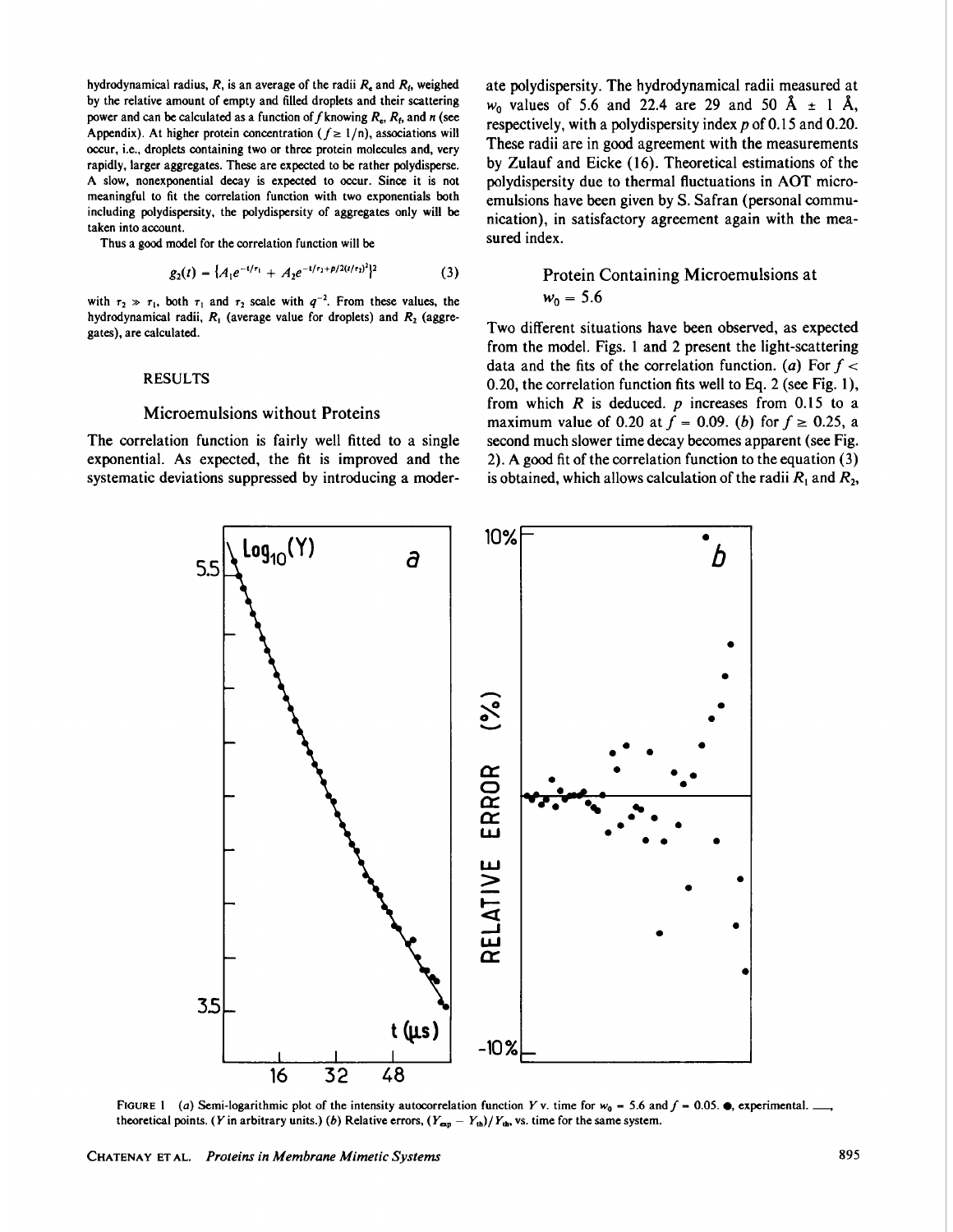hydrodynamical radius, $R$, is an average of the radii $R_e$ and $R_f$, weighed by the relative amount of empty and filled droplets and their scattering power and can be calculated as a function of $f$ knowing $R_e$, $R_f$, and $n$ (see Appendix). At higher protein concentration ($f \geq 1/n$), associations will occur, i.e., droplets containing two or three protein molecules and, very rapidly, larger aggregates. These are expected to be rather polydisperse. A slow, nonexponential decay is expected to occur. Since it is not meaningful to fit the correlation function with two exponentials both including polydispersity, the polydispersity of aggregates only will be taken into account.

Thus a good model for the correlation function will be

$$g_2(t) = \{A_1 e^{-t/\tau_1} + A_2 e^{-t/\tau_2 + p/2(t/\tau_2)^2}\}^2 \tag{3}$$

with $\tau_2 \gg \tau_1$, both $\tau_1$ and $\tau_2$ scale with $q^{-2}$. From these values, the hydrodynamical radii, $R_1$ (average value for droplets) and $R_2$ (aggregates), are calculated.

## RESULTS

### Microemulsions without Proteins

The correlation function is fairly well fitted to a single exponential. As expected, the fit is improved and the systematic deviations suppressed by introducing a moderate polydispersity. The hydrodynamical radii measured at $w_0$ values of 5.6 and 22.4 are 29 and 50 Å ± 1 Å, respectively, with a polydispersity index $p$ of 0.15 and 0.20. These radii are in good agreement with the measurements by Zulauf and Eicke (16). Theoretical estimations of the polydispersity due to thermal fluctuations in AOT microemulsions have been given by S. Safran (personal communication), in satisfactory agreement again with the measured index.

### Protein Containing Microemulsions at $w_0 = 5.6$

Two different situations have been observed, as expected from the model. Figs. 1 and 2 present the light-scattering data and the fits of the correlation function. (*a*) For $f < 0.20$, the correlation function fits well to Eq. 2 (see Fig. 1), from which $R$ is deduced. $p$ increases from 0.15 to a maximum value of 0.20 at $f = 0.09$. (*b*) for $f \geq 0.25$, a second much slower time decay becomes apparent (see Fig. 2). A good fit of the correlation function to the equation (3) is obtained, which allows calculation of the radii $R_1$ and $R_2$,

FIGURE 1 (*a*) Semi-logarithmic plot of the intensity autocorrelation function $Y$ v. time for $w_0 = 5.6$ and $f = 0.05$. ●, experimental. —, theoretical points. ($Y$ in arbitrary units.) (*b*) Relative errors, $(Y_{exp} - Y_{th})/Y_{th}$, vs. time for the same system.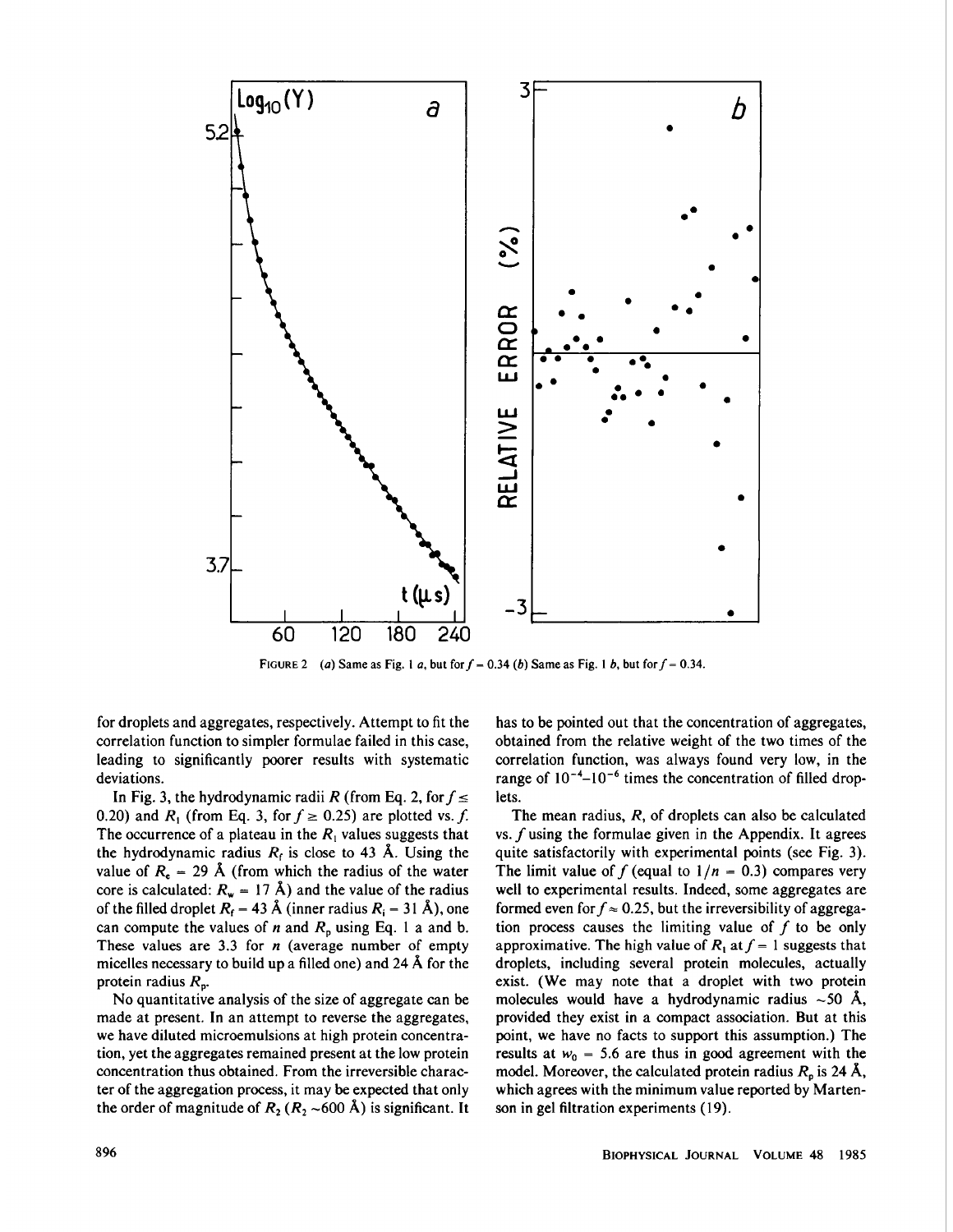FIGURE 2 (*a*) Same as Fig. 1 *a*, but for $f = 0.34$ (*b*) Same as Fig. 1 *b*, but for $f = 0.34$.

for droplets and aggregates, respectively. Attempt to fit the correlation function to simpler formulae failed in this case, leading to significantly poorer results with systematic deviations.

In Fig. 3, the hydrodynamic radii $R$ (from Eq. 2, for $f \leq 0.20$) and $R_1$ (from Eq. 3, for $f \geq 0.25$) are plotted vs. $f$. The occurrence of a plateau in the $R_1$ values suggests that the hydrodynamic radius $R_f$ is close to 43 Å. Using the value of $R_e = 29$ Å (from which the radius of the water core is calculated: $R_w = 17$ Å) and the value of the radius of the filled droplet $R_f = 43$ Å (inner radius $R_i = 31$ Å), one can compute the values of $n$ and $R_p$ using Eq. 1 a and b. These values are 3.3 for $n$ (average number of empty micelles necessary to build up a filled one) and 24 Å for the protein radius $R_p$.

No quantitative analysis of the size of aggregate can be made at present. In an attempt to reverse the aggregates, we have diluted microemulsions at high protein concentration, yet the aggregates remained present at the low protein concentration thus obtained. From the irreversible character of the aggregation process, it may be expected that only the order of magnitude of $R_2$ ($R_2$ ~600 Å) is significant. It has to be pointed out that the concentration of aggregates, obtained from the relative weight of the two times of the correlation function, was always found very low, in the range of $10^{-4}$–$10^{-6}$ times the concentration of filled droplets.

The mean radius, $R$, of droplets can also be calculated vs. $f$ using the formulae given in the Appendix. It agrees quite satisfactorily with experimental points (see Fig. 3). The limit value of $f$ (equal to $1/n = 0.3$) compares very well to experimental results. Indeed, some aggregates are formed even for $f \approx 0.25$, but the irreversibility of aggregation process causes the limiting value of $f$ to be only approximative. The high value of $R_1$ at $f = 1$ suggests that droplets, including several protein molecules, actually exist. (We may note that a droplet with two protein molecules would have a hydrodynamic radius ~50 Å, provided they exist in a compact association. But at this point, we have no facts to support this assumption.) The results at $w_0 = 5.6$ are thus in good agreement with the model. Moreover, the calculated protein radius $R_p$ is 24 Å, which agrees with the minimum value reported by Martenson in gel filtration experiments (19).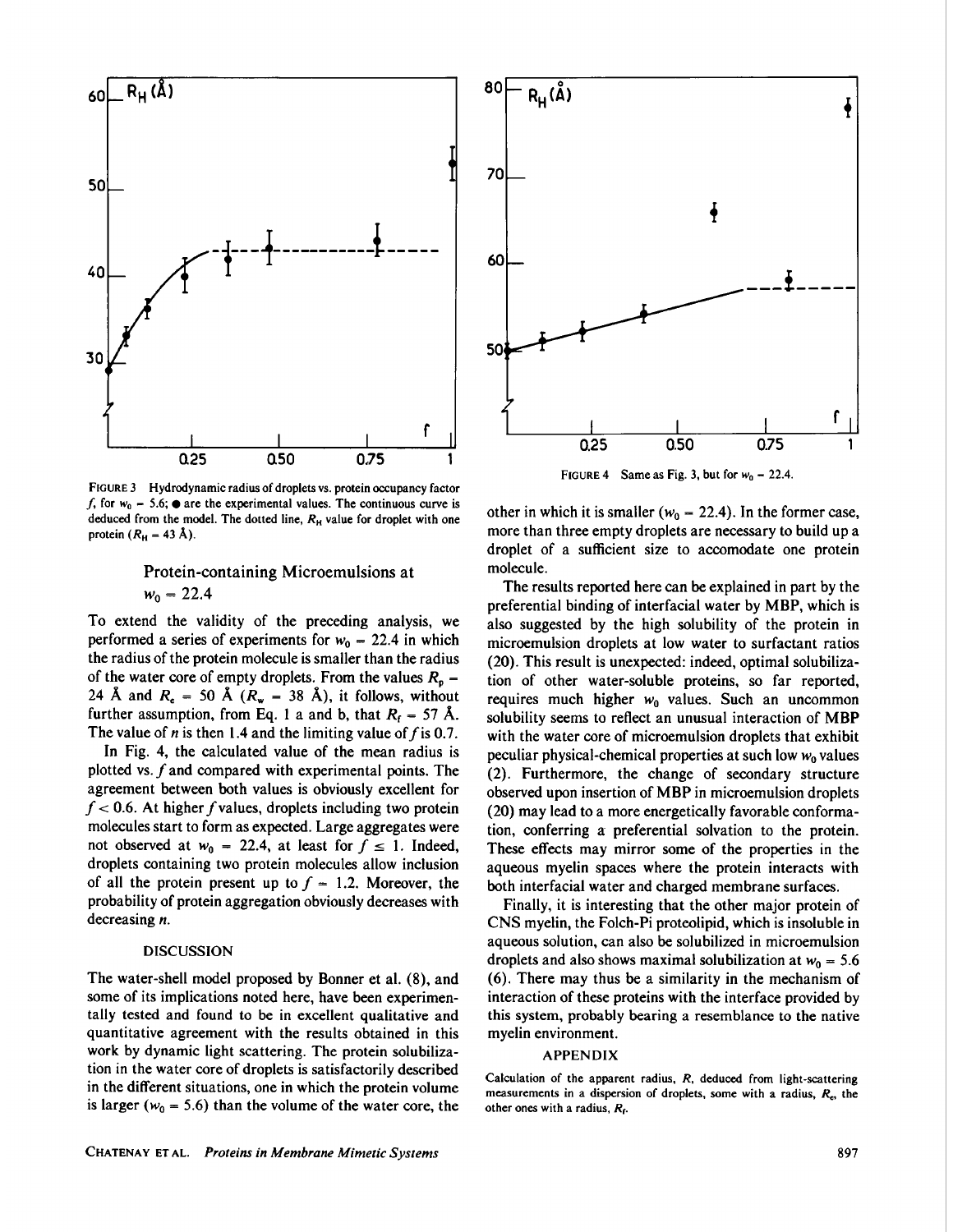FIGURE 3 Hydrodynamic radius of droplets vs. protein occupancy factor $f$, for $w_0 = 5.6$; ● are the experimental values. The continuous curve is deduced from the model. The dotted line, $R_H$ value for droplet with one protein ($R_H = 43$ Å).

FIGURE 4 Same as Fig. 3, but for $w_0 = 22.4$.

### Protein-containing Microemulsions at $w_0 = 22.4$

To extend the validity of the preceding analysis, we performed a series of experiments for $w_0 = 22.4$ in which the radius of the protein molecule is smaller than the radius of the water core of empty droplets. From the values $R_p = 24$ Å and $R_e = 50$ Å ($R_w = 38$ Å), it follows, without further assumption, from Eq. 1 a and b, that $R_f = 57$ Å. The value of $n$ is then 1.4 and the limiting value of $f$ is 0.7.

In Fig. 4, the calculated value of the mean radius is plotted vs. $f$ and compared with experimental points. The agreement between both values is obviously excellent for $f < 0.6$. At higher $f$ values, droplets including two protein molecules start to form as expected. Large aggregates were not observed at $w_0 = 22.4$, at least for $f \leq 1$. Indeed, droplets containing two protein molecules allow inclusion of all the protein present up to $f = 1.2$. Moreover, the probability of protein aggregation obviously decreases with decreasing $n$.

## DISCUSSION

The water-shell model proposed by Bonner et al. (8), and some of its implications noted here, have been experimentally tested and found to be in excellent qualitative and quantitative agreement with the results obtained in this work by dynamic light scattering. The protein solubilization in the water core of droplets is satisfactorily described in the different situations, one in which the protein volume is larger ($w_0 = 5.6$) than the volume of the water core, the other in which it is smaller ($w_0 = 22.4$). In the former case, more than three empty droplets are necessary to build up a droplet of a sufficient size to accomodate one protein molecule.

The results reported here can be explained in part by the preferential binding of interfacial water by MBP, which is also suggested by the high solubility of the protein in microemulsion droplets at low water to surfactant ratios (20). This result is unexpected: indeed, optimal solubilization of other water-soluble proteins, so far reported, requires much higher $w_0$ values. Such an uncommon solubility seems to reflect an unusual interaction of MBP with the water core of microemulsion droplets that exhibit peculiar physical-chemical properties at such low $w_0$ values (2). Furthermore, the change of secondary structure observed upon insertion of MBP in microemulsion droplets (20) may lead to a more energetically favorable conformation, conferring a preferential solvation to the protein. These effects may mirror some of the properties in the aqueous myelin spaces where the protein interacts with both interfacial water and charged membrane surfaces.

Finally, it is interesting that the other major protein of CNS myelin, the Folch-Pi proteolipid, which is insoluble in aqueous solution, can also be solubilized in microemulsion droplets and also shows maximal solubilization at $w_0 = 5.6$ (6). There may thus be a similarity in the mechanism of interaction of these proteins with the interface provided by this system, probably bearing a resemblance to the native myelin environment.

## APPENDIX

Calculation of the apparent radius, $R$, deduced from light-scattering measurements in a dispersion of droplets, some with a radius, $R_e$, the other ones with a radius, $R_f$.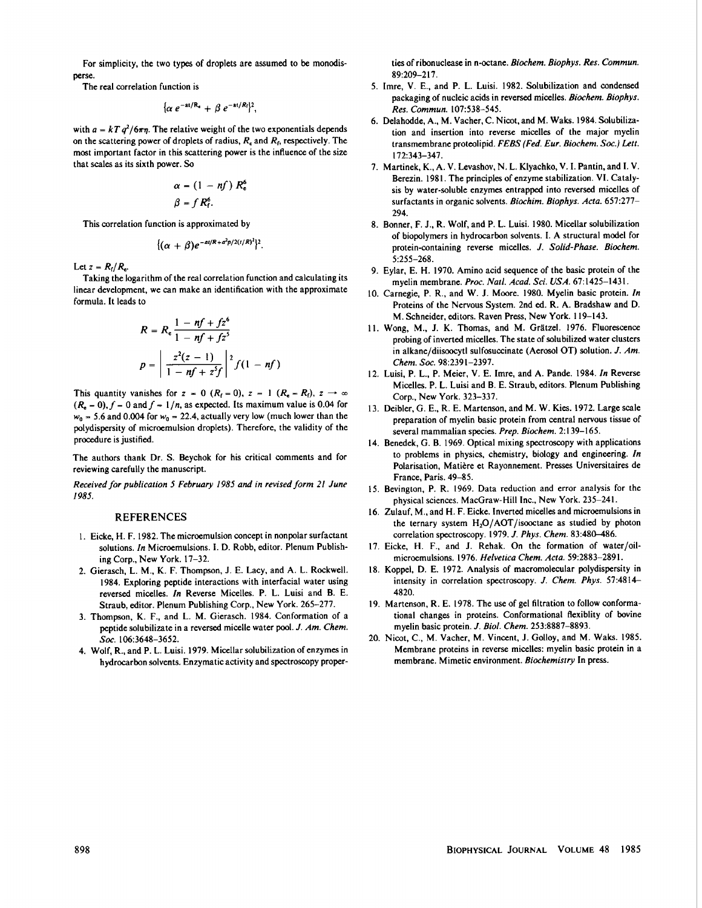For simplicity, the two types of droplets are assumed to be monodisperse.

The real correlation function is

$$\{\alpha\, e^{-at/R_e} + \beta\, e^{-at/R_f}\}^2,$$

with $a = kT\,q^2/6\pi\eta$. The relative weight of the two exponentials depends on the scattering power of droplets of radius, $R_e$ and $R_f$, respectively. The most important factor in this scattering power is the influence of the size that scales as its sixth power. So

$$\alpha = (1 - nf)\, R_e^6$$

$$\beta = f\, R_f^6.$$

This correlation function is approximated by

$$\{(\alpha + \beta) e^{-at/R + a^2p/2(t/R)^2}\}^2.$$

Let $z = R_f/R_e$.

Taking the logarithm of the real correlation function and calculating its linear development, we can make an identification with the approximate formula. It leads to

$$R = R_e \frac{1 - nf + fz^6}{1 - nf + fz^5}$$

$$p = \left| \frac{z^2(z-1)}{1 - nf + z^5 f} \right|^2 f(1 - nf)$$

This quantity vanishes for $z = 0$ ($R_f = 0$), $z = 1$ ($R_e = R_f$), $z \rightarrow \infty$ ($R_e = 0$), $f = 0$ and $f = 1/n$, as expected. Its maximum value is 0.04 for $w_0 = 5.6$ and 0.004 for $w_0 = 22.4$, actually very low (much lower than the polydispersity of microemulsion droplets). Therefore, the validity of the procedure is justified.

The authors thank Dr. S. Beychok for his critical comments and for reviewing carefully the manuscript.

*Received for publication 5 February 1985 and in revised form 21 June 1985.*

## REFERENCES

1. Eicke, H. F. 1982. The microemulsion concept in nonpolar surfactant solutions. *In* Microemulsions. I. D. Robb, editor. Plenum Publishing Corp., New York. 17–32.
2. Gierasch, L. M., K. F. Thompson, J. E. Lacy, and A. L. Rockwell. 1984. Exploring peptide interactions with interfacial water using reversed micelles. *In* Reverse Micelles. P. L. Luisi and B. E. Straub, editor. Plenum Publishing Corp., New York. 265–277.
3. Thompson, K. F., and L. M. Gierasch. 1984. Conformation of a peptide solubilizate in a reversed micelle water pool. *J. Am. Chem. Soc.* 106:3648–3652.
4. Wolf, R., and P. L. Luisi. 1979. Micellar solubilization of enzymes in hydrocarbon solvents. Enzymatic activity and spectroscopy properties of ribonuclease in n-octane. *Biochem. Biophys. Res. Commun.* 89:209–217.
5. Imre, V. E., and P. L. Luisi. 1982. Solubilization and condensed packaging of nucleic acids in reversed micelles. *Biochem. Biophys. Res. Commun.* 107:538–545.
6. Delahodde, A., M. Vacher, C. Nicot, and M. Waks. 1984. Solubilization and insertion into reverse micelles of the major myelin transmembrane proteolipid. *FEBS (Fed. Eur. Biochem. Soc.) Lett.* 172:343–347.
7. Martinek, K., A. V. Levashov, N. L. Klyachko, V. I. Pantin, and I. V. Berezin. 1981. The principles of enzyme stabilization. VI. Catalysis by water-soluble enzymes entrapped into reversed micelles of surfactants in organic solvents. *Biochim. Biophys. Acta.* 657:277–294.
8. Bonner, F. J., R. Wolf, and P. L. Luisi. 1980. Micellar solubilization of biopolymers in hydrocarbon solvents. I. A structural model for protein-containing reverse micelles. *J. Solid-Phase. Biochem.* 5:255–268.
9. Eylar, E. H. 1970. Amino acid sequence of the basic protein of the myelin membrane. *Proc. Natl. Acad. Sci. USA.* 67:1425–1431.
10. Carnegie, P. R., and W. J. Moore. 1980. Myelin basic protein. *In* Proteins of the Nervous System. 2nd ed. R. A. Bradshaw and D. M. Schneider, editors. Raven Press, New York. 119–143.
11. Wong, M., J. K. Thomas, and M. Grätzel. 1976. Fluorescence probing of inverted micelles. The state of solubilized water clusters in alkane/diisoocytl sulfosuccinate (Aerosol OT) solution. *J. Am. Chem. Soc.* 98:2391–2397.
12. Luisi, P. L., P. Meier, V. E. Imre, and A. Pande. 1984. *In* Reverse Micelles. P. L. Luisi and B. E. Straub, editors. Plenum Publishing Corp., New York. 323–337.
13. Deibler, G. E., R. E. Martenson, and M. W. Kies. 1972. Large scale preparation of myelin basic protein from central nervous tissue of several mammalian species. *Prep. Biochem.* 2:139–165.
14. Benedek, G. B. 1969. Optical mixing spectroscopy with applications to problems in physics, chemistry, biology and engineering. *In* Polarisation, Matière et Rayonnement. Presses Universitaires de France, Paris. 49–85.
15. Bevington, P. R. 1969. Data reduction and error analysis for the physical sciences. MacGraw-Hill Inc., New York. 235–241.
16. Zulauf, M., and H. F. Eicke. Inverted micelles and microemulsions in the ternary system $H_2O$/AOT/isooctane as studied by photon correlation spectroscopy. 1979. *J. Phys. Chem.* 83:480–486.
17. Eicke, H. F., and J. Rehak. On the formation of water/oil-microemulsions. 1976. *Helvetica Chem. Acta.* 59:2883–2891.
18. Koppel, D. E. 1972. Analysis of macromolecular polydispersity in intensity in correlation spectroscopy. *J. Chem. Phys.* 57:4814–4820.
19. Martenson, R. E. 1978. The use of gel filtration to follow conformational changes in proteins. Conformational flexiblity of bovine myelin basic protein. *J. Biol. Chem.* 253:8887–8893.
20. Nicot, C., M. Vacher, M. Vincent, J. Golloy, and M. Waks. 1985. Membrane proteins in reverse micelles: myelin basic protein in a membrane. Mimetic environment. *Biochemistry* In press.